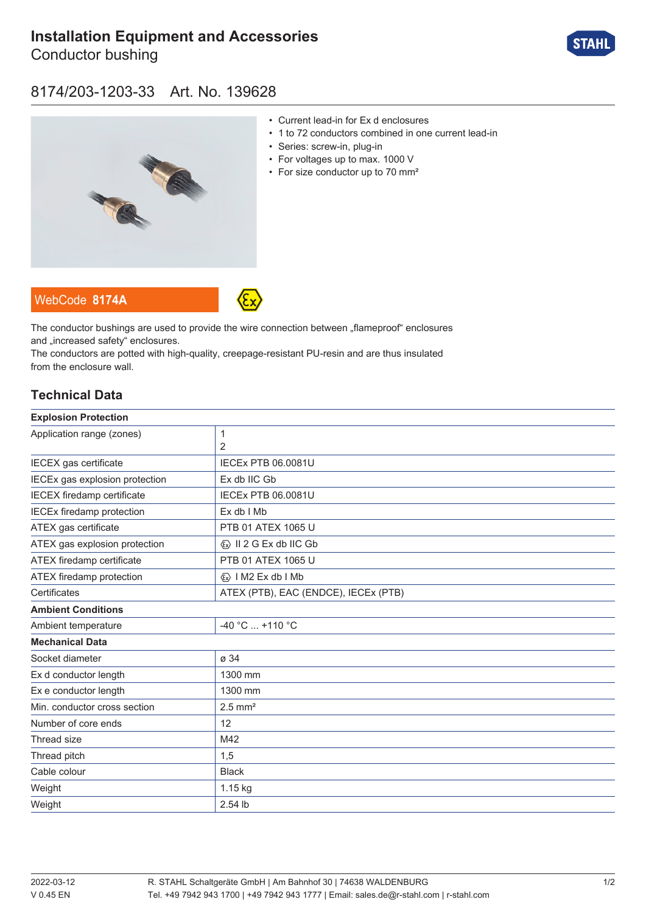# Installation Equipment and Accessories

Conductor bushing

## 8174/203-1203-33 Art. No. 139628

- Current lead-in for Ex d enclosures
- 1 to 72 conductors combined in one current lead-in
- Series: screw-in, plug-in
- For voltages up to max. 1000 V
- For size conductor up to 70 mm²

WebCode **8174A**

The conductor bushings are used to provide the wire connection between „flameproof" enclosures and „increased safety" enclosures.
The conductors are potted with high-quality, creepage-resistant PU-resin and are thus insulated from the enclosure wall.

## Technical Data

| **Explosion Protection** | |
|---|---|
| Application range (zones) | 1<br>2 |
| IECEX gas certificate | IECEx PTB 06.0081U |
| IECEx gas explosion protection | Ex db IIC Gb |
| IECEX firedamp certificate | IECEx PTB 06.0081U |
| IECEx firedamp protection | Ex db I Mb |
| ATEX gas certificate | PTB 01 ATEX 1065 U |
| ATEX gas explosion protection | Ex II 2 G Ex db IIC Gb |
| ATEX firedamp certificate | PTB 01 ATEX 1065 U |
| ATEX firedamp protection | Ex I M2 Ex db I Mb |
| Certificates | ATEX (PTB), EAC (ENDCE), IECEx (PTB) |
| **Ambient Conditions** | |
| Ambient temperature | -40 °C ... +110 °C |
| **Mechanical Data** | |
| Socket diameter | ø 34 |
| Ex d conductor length | 1300 mm |
| Ex e conductor length | 1300 mm |
| Min. conductor cross section | 2.5 mm² |
| Number of core ends | 12 |
| Thread size | M42 |
| Thread pitch | 1,5 |
| Cable colour | Black |
| Weight | 1.15 kg |
| Weight | 2.54 lb |

2022-03-12
V 0.45 EN

R. STAHL Schaltgeräte GmbH | Am Bahnhof 30 | 74638 WALDENBURG
Tel. +49 7942 943 1700 | +49 7942 943 1777 | Email: sales.de@r-stahl.com | r-stahl.com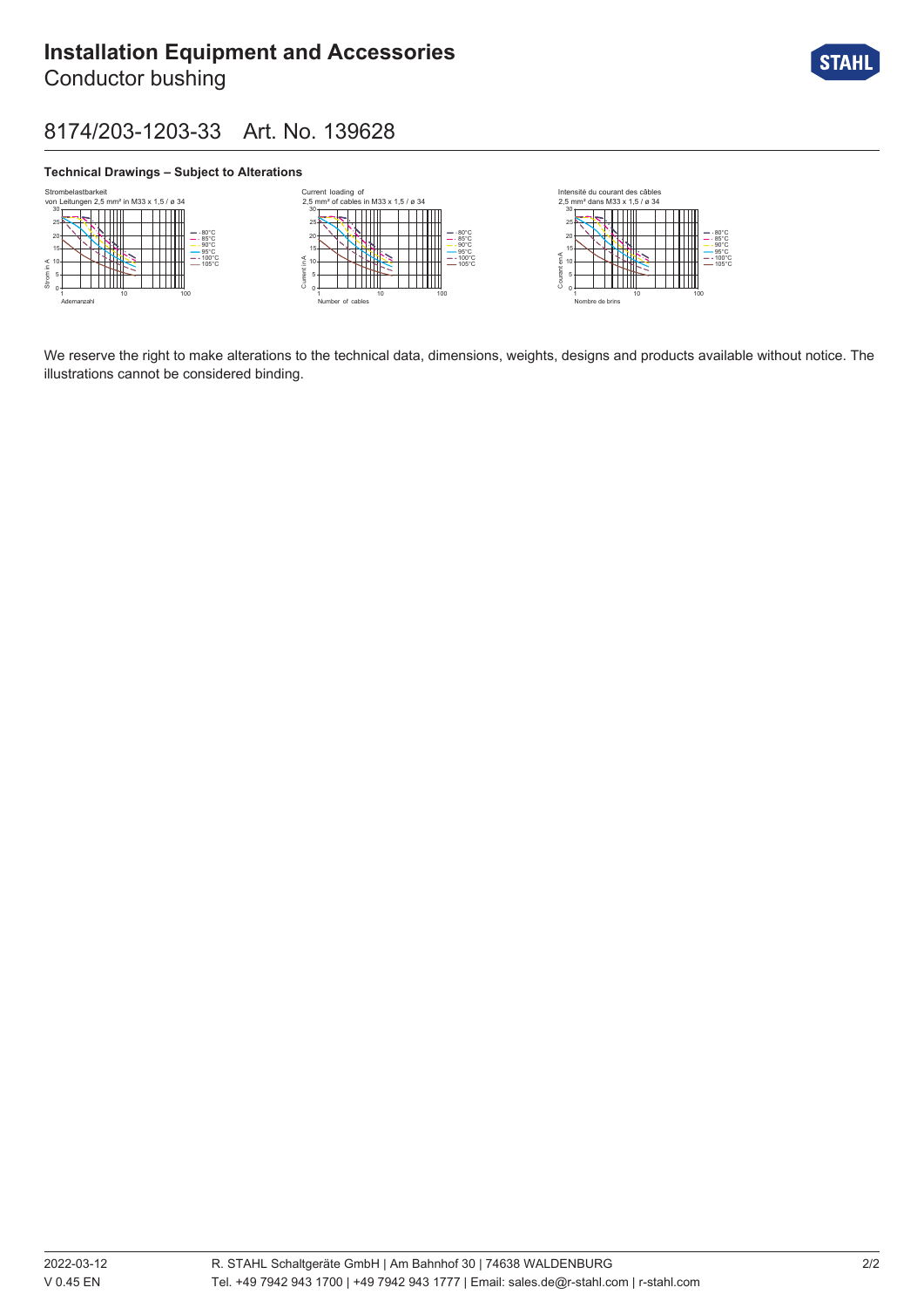# Installation Equipment and Accessories

Conductor bushing

## 8174/203-1203-33 Art. No. 139628

**Technical Drawings – Subject to Alterations**

Strombelastbarkeit
von Leitungen 2,5 mm² in M33 x 1,5 / ø 34
Strom in A
30
25
20
15
10
5
0
1
10
100
Adernanzahl
80°C
85°C
90°C
95°C
100°C
105°C

Current loading of
2,5 mm² of cables in M33 x 1,5 / ø 34
Current in A
30
25
20
15
10
5
0
1
10
100
Number of cables
80°C
85°C
90°C
95°C
100°C
105°C

Intensité du courant des câbles
2,5 mm² dans M33 x 1,5 / ø 34
Courant en A
30
25
20
15
10
5
0
1
10
100
Nombre de brins
80°C
85°C
90°C
95°C
100°C
105°C

We reserve the right to make alterations to the technical data, dimensions, weights, designs and products available without notice. The illustrations cannot be considered binding.

2022-03-12
V 0.45 EN

R. STAHL Schaltgeräte GmbH | Am Bahnhof 30 | 74638 WALDENBURG
Tel. +49 7942 943 1700 | +49 7942 943 1777 | Email: sales.de@r-stahl.com | r-stahl.com